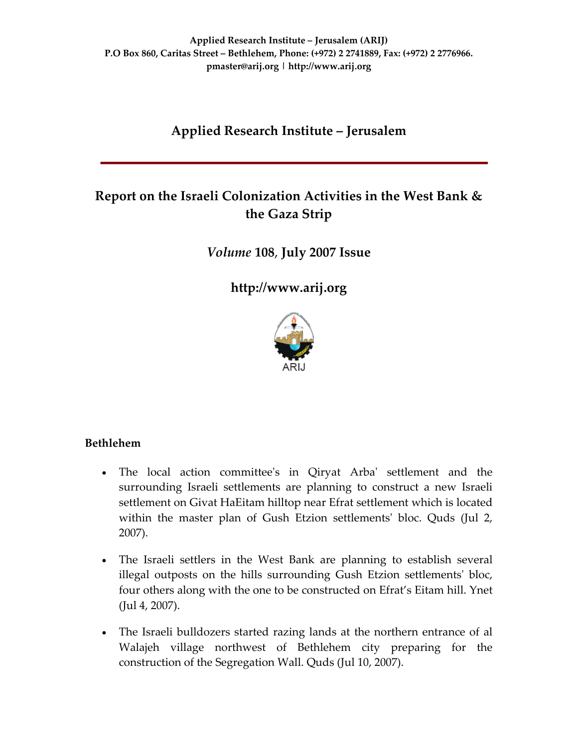**Applied Research Institute – Jerusalem (ARIJ)**
**P.O Box 860, Caritas Street – Bethlehem, Phone: (+972) 2 2741889, Fax: (+972) 2 2776966.**
**pmaster@arij.org | http://www.arij.org**

# Applied Research Institute – Jerusalem

## Report on the Israeli Colonization Activities in the West Bank & the Gaza Strip

### *Volume* 108, July 2007 Issue

### http://www.arij.org

ARIJ

**Bethlehem**

- The local action committee's in Qiryat Arba' settlement and the surrounding Israeli settlements are planning to construct a new Israeli settlement on Givat HaEitam hilltop near Efrat settlement which is located within the master plan of Gush Etzion settlements' bloc. Quds (Jul 2, 2007).

- The Israeli settlers in the West Bank are planning to establish several illegal outposts on the hills surrounding Gush Etzion settlements' bloc, four others along with the one to be constructed on Efrat's Eitam hill. Ynet (Jul 4, 2007).

- The Israeli bulldozers started razing lands at the northern entrance of al Walajeh village northwest of Bethlehem city preparing for the construction of the Segregation Wall. Quds (Jul 10, 2007).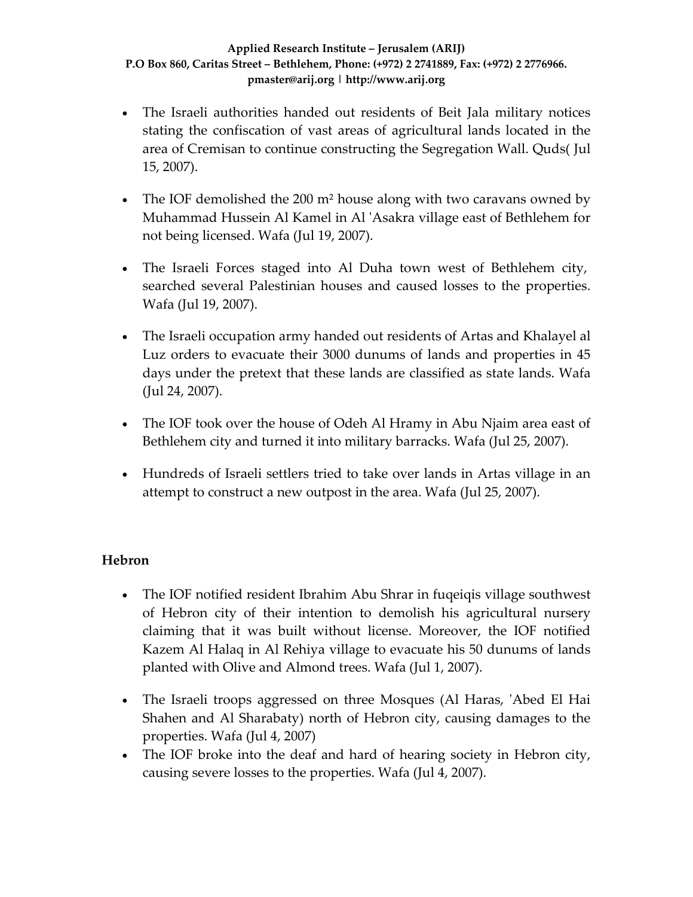- The Israeli authorities handed out residents of Beit Jala military notices stating the confiscation of vast areas of agricultural lands located in the area of Cremisan to continue constructing the Segregation Wall. Quds( Jul 15, 2007).

- The IOF demolished the 200 m² house along with two caravans owned by Muhammad Hussein Al Kamel in Al 'Asakra village east of Bethlehem for not being licensed. Wafa (Jul 19, 2007).

- The Israeli Forces staged into Al Duha town west of Bethlehem city, searched several Palestinian houses and caused losses to the properties. Wafa (Jul 19, 2007).

- The Israeli occupation army handed out residents of Artas and Khalayel al Luz orders to evacuate their 3000 dunums of lands and properties in 45 days under the pretext that these lands are classified as state lands. Wafa (Jul 24, 2007).

- The IOF took over the house of Odeh Al Hramy in Abu Njaim area east of Bethlehem city and turned it into military barracks. Wafa (Jul 25, 2007).

- Hundreds of Israeli settlers tried to take over lands in Artas village in an attempt to construct a new outpost in the area. Wafa (Jul 25, 2007).

## Hebron

- The IOF notified resident Ibrahim Abu Shrar in fuqeiqis village southwest of Hebron city of their intention to demolish his agricultural nursery claiming that it was built without license. Moreover, the IOF notified Kazem Al Halaq in Al Rehiya village to evacuate his 50 dunums of lands planted with Olive and Almond trees. Wafa (Jul 1, 2007).

- The Israeli troops aggressed on three Mosques (Al Haras, 'Abed El Hai Shahen and Al Sharabaty) north of Hebron city, causing damages to the properties. Wafa (Jul 4, 2007)
- The IOF broke into the deaf and hard of hearing society in Hebron city, causing severe losses to the properties. Wafa (Jul 4, 2007).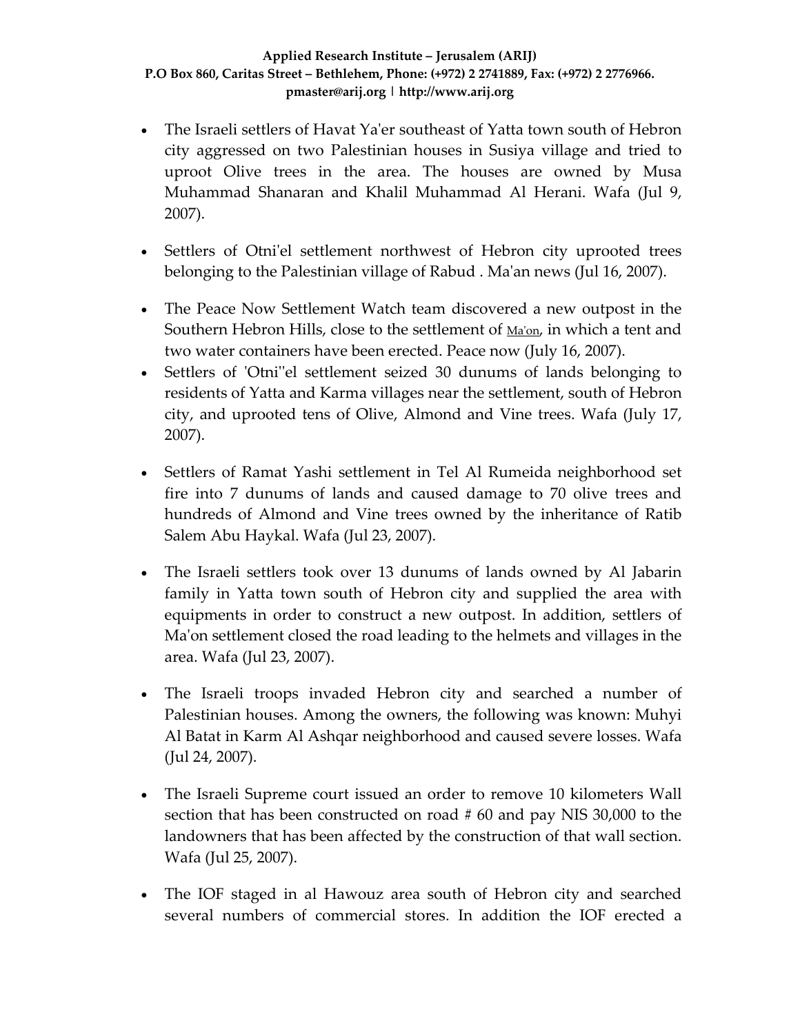- The Israeli settlers of Havat Ya'er southeast of Yatta town south of Hebron city aggressed on two Palestinian houses in Susiya village and tried to uproot Olive trees in the area. The houses are owned by Musa Muhammad Shanaran and Khalil Muhammad Al Herani. Wafa (Jul 9, 2007).

- Settlers of Otni'el settlement northwest of Hebron city uprooted trees belonging to the Palestinian village of Rabud . Ma'an news (Jul 16, 2007).

- The Peace Now Settlement Watch team discovered a new outpost in the Southern Hebron Hills, close to the settlement of Ma'on, in which a tent and two water containers have been erected. Peace now (July 16, 2007).
- Settlers of 'Otni''el settlement seized 30 dunums of lands belonging to residents of Yatta and Karma villages near the settlement, south of Hebron city, and uprooted tens of Olive, Almond and Vine trees. Wafa (July 17, 2007).

- Settlers of Ramat Yashi settlement in Tel Al Rumeida neighborhood set fire into 7 dunums of lands and caused damage to 70 olive trees and hundreds of Almond and Vine trees owned by the inheritance of Ratib Salem Abu Haykal. Wafa (Jul 23, 2007).

- The Israeli settlers took over 13 dunums of lands owned by Al Jabarin family in Yatta town south of Hebron city and supplied the area with equipments in order to construct a new outpost. In addition, settlers of Ma'on settlement closed the road leading to the helmets and villages in the area. Wafa (Jul 23, 2007).

- The Israeli troops invaded Hebron city and searched a number of Palestinian houses. Among the owners, the following was known: Muhyi Al Batat in Karm Al Ashqar neighborhood and caused severe losses. Wafa (Jul 24, 2007).

- The Israeli Supreme court issued an order to remove 10 kilometers Wall section that has been constructed on road # 60 and pay NIS 30,000 to the landowners that has been affected by the construction of that wall section. Wafa (Jul 25, 2007).

- The IOF staged in al Hawouz area south of Hebron city and searched several numbers of commercial stores. In addition the IOF erected a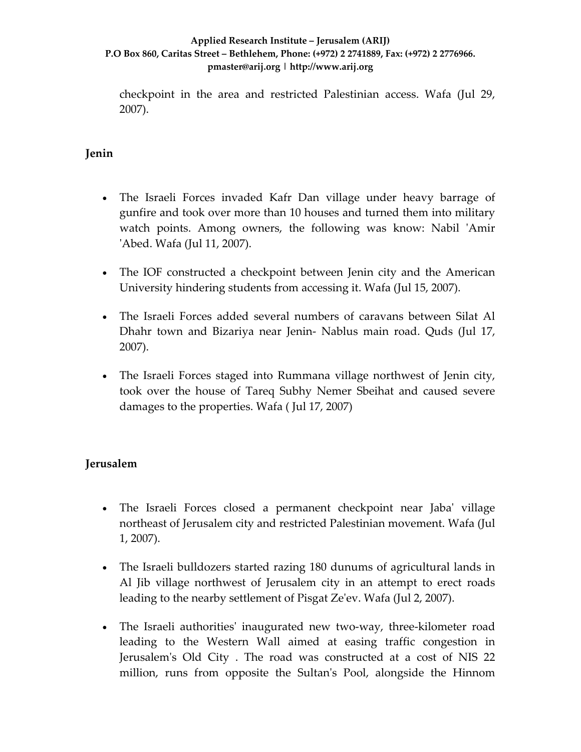checkpoint in the area and restricted Palestinian access. Wafa (Jul 29, 2007).

## Jenin

- The Israeli Forces invaded Kafr Dan village under heavy barrage of gunfire and took over more than 10 houses and turned them into military watch points. Among owners, the following was know: Nabil 'Amir 'Abed. Wafa (Jul 11, 2007).
- The IOF constructed a checkpoint between Jenin city and the American University hindering students from accessing it. Wafa (Jul 15, 2007).
- The Israeli Forces added several numbers of caravans between Silat Al Dhahr town and Bizariya near Jenin- Nablus main road. Quds (Jul 17, 2007).
- The Israeli Forces staged into Rummana village northwest of Jenin city, took over the house of Tareq Subhy Nemer Sbeihat and caused severe damages to the properties. Wafa ( Jul 17, 2007)

## Jerusalem

- The Israeli Forces closed a permanent checkpoint near Jaba' village northeast of Jerusalem city and restricted Palestinian movement. Wafa (Jul 1, 2007).
- The Israeli bulldozers started razing 180 dunums of agricultural lands in Al Jib village northwest of Jerusalem city in an attempt to erect roads leading to the nearby settlement of Pisgat Ze'ev. Wafa (Jul 2, 2007).
- The Israeli authorities' inaugurated new two-way, three-kilometer road leading to the Western Wall aimed at easing traffic congestion in Jerusalem's Old City . The road was constructed at a cost of NIS 22 million, runs from opposite the Sultan's Pool, alongside the Hinnom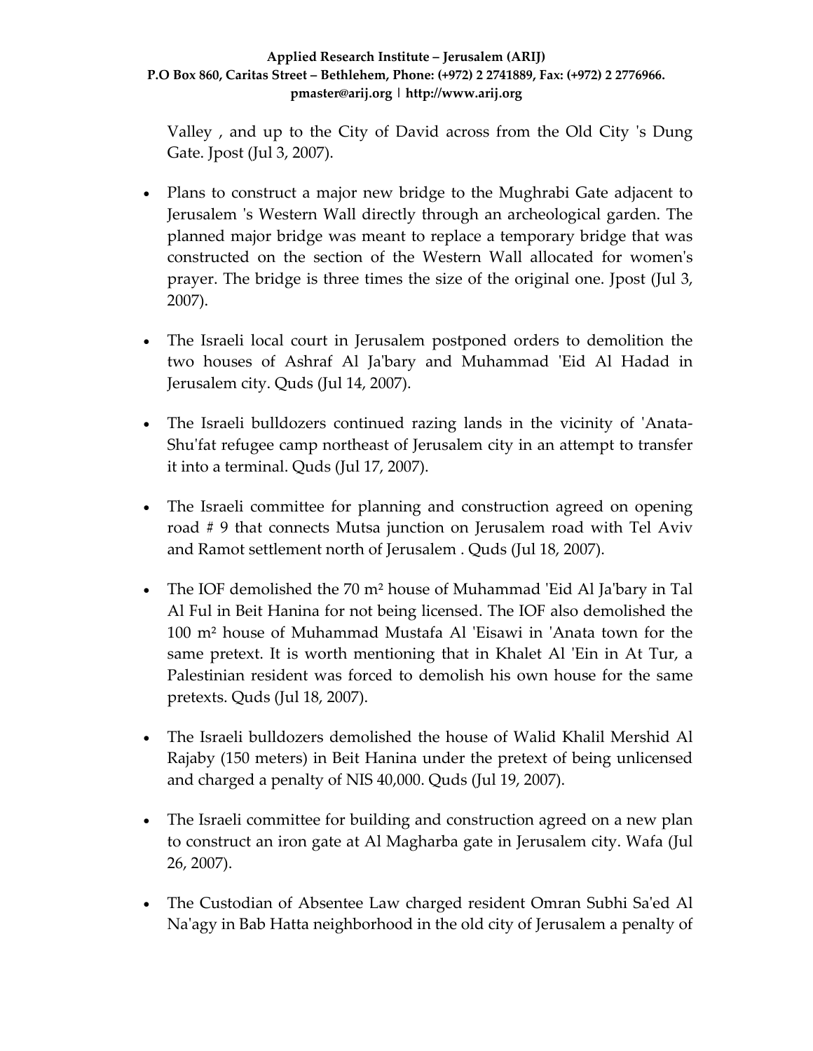Valley , and up to the City of David across from the Old City 's Dung Gate. Jpost (Jul 3, 2007).

- Plans to construct a major new bridge to the Mughrabi Gate adjacent to Jerusalem 's Western Wall directly through an archeological garden. The planned major bridge was meant to replace a temporary bridge that was constructed on the section of the Western Wall allocated for women's prayer. The bridge is three times the size of the original one. Jpost (Jul 3, 2007).

- The Israeli local court in Jerusalem postponed orders to demolition the two houses of Ashraf Al Ja'bary and Muhammad 'Eid Al Hadad in Jerusalem city. Quds (Jul 14, 2007).

- The Israeli bulldozers continued razing lands in the vicinity of 'Anata-Shu'fat refugee camp northeast of Jerusalem city in an attempt to transfer it into a terminal. Quds (Jul 17, 2007).

- The Israeli committee for planning and construction agreed on opening road # 9 that connects Mutsa junction on Jerusalem road with Tel Aviv and Ramot settlement north of Jerusalem . Quds (Jul 18, 2007).

- The IOF demolished the 70 m² house of Muhammad 'Eid Al Ja'bary in Tal Al Ful in Beit Hanina for not being licensed. The IOF also demolished the 100 m² house of Muhammad Mustafa Al 'Eisawi in 'Anata town for the same pretext. It is worth mentioning that in Khalet Al 'Ein in At Tur, a Palestinian resident was forced to demolish his own house for the same pretexts. Quds (Jul 18, 2007).

- The Israeli bulldozers demolished the house of Walid Khalil Mershid Al Rajaby (150 meters) in Beit Hanina under the pretext of being unlicensed and charged a penalty of NIS 40,000. Quds (Jul 19, 2007).

- The Israeli committee for building and construction agreed on a new plan to construct an iron gate at Al Magharba gate in Jerusalem city. Wafa (Jul 26, 2007).

- The Custodian of Absentee Law charged resident Omran Subhi Sa'ed Al Na'agy in Bab Hatta neighborhood in the old city of Jerusalem a penalty of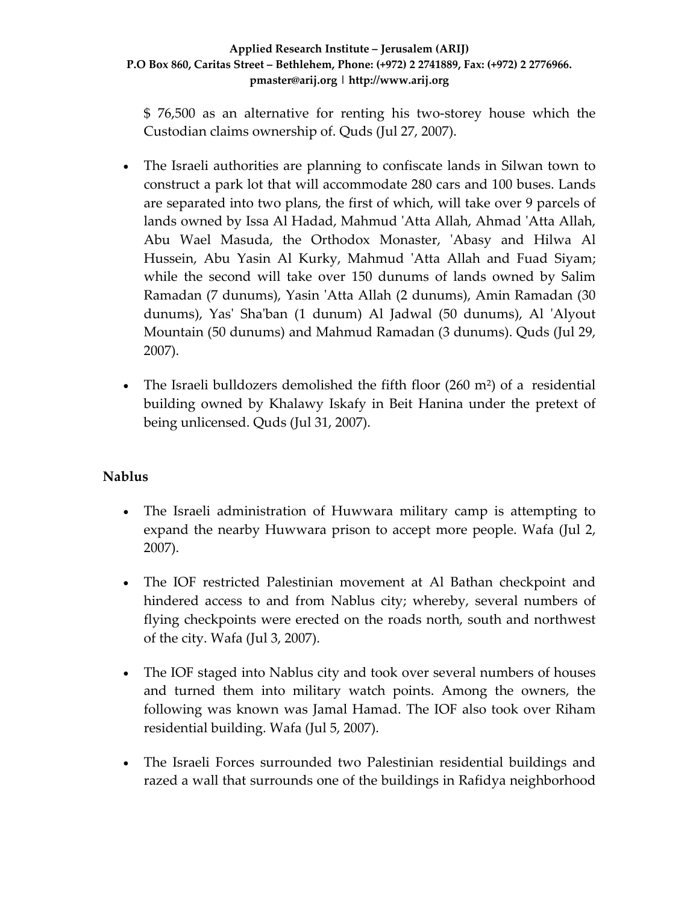$ 76,500 as an alternative for renting his two-storey house which the Custodian claims ownership of. Quds (Jul 27, 2007).

- The Israeli authorities are planning to confiscate lands in Silwan town to construct a park lot that will accommodate 280 cars and 100 buses. Lands are separated into two plans, the first of which, will take over 9 parcels of lands owned by Issa Al Hadad, Mahmud 'Atta Allah, Ahmad 'Atta Allah, Abu Wael Masuda, the Orthodox Monaster, 'Abasy and Hilwa Al Hussein, Abu Yasin Al Kurky, Mahmud 'Atta Allah and Fuad Siyam; while the second will take over 150 dunums of lands owned by Salim Ramadan (7 dunums), Yasin 'Atta Allah (2 dunums), Amin Ramadan (30 dunums), Yas' Sha'ban (1 dunum) Al Jadwal (50 dunums), Al 'Alyout Mountain (50 dunums) and Mahmud Ramadan (3 dunums). Quds (Jul 29, 2007).

- The Israeli bulldozers demolished the fifth floor (260 m²) of a residential building owned by Khalawy Iskafy in Beit Hanina under the pretext of being unlicensed. Quds (Jul 31, 2007).

### Nablus

- The Israeli administration of Huwwara military camp is attempting to expand the nearby Huwwara prison to accept more people. Wafa (Jul 2, 2007).

- The IOF restricted Palestinian movement at Al Bathan checkpoint and hindered access to and from Nablus city; whereby, several numbers of flying checkpoints were erected on the roads north, south and northwest of the city. Wafa (Jul 3, 2007).

- The IOF staged into Nablus city and took over several numbers of houses and turned them into military watch points. Among the owners, the following was known was Jamal Hamad. The IOF also took over Riham residential building. Wafa (Jul 5, 2007).

- The Israeli Forces surrounded two Palestinian residential buildings and razed a wall that surrounds one of the buildings in Rafidya neighborhood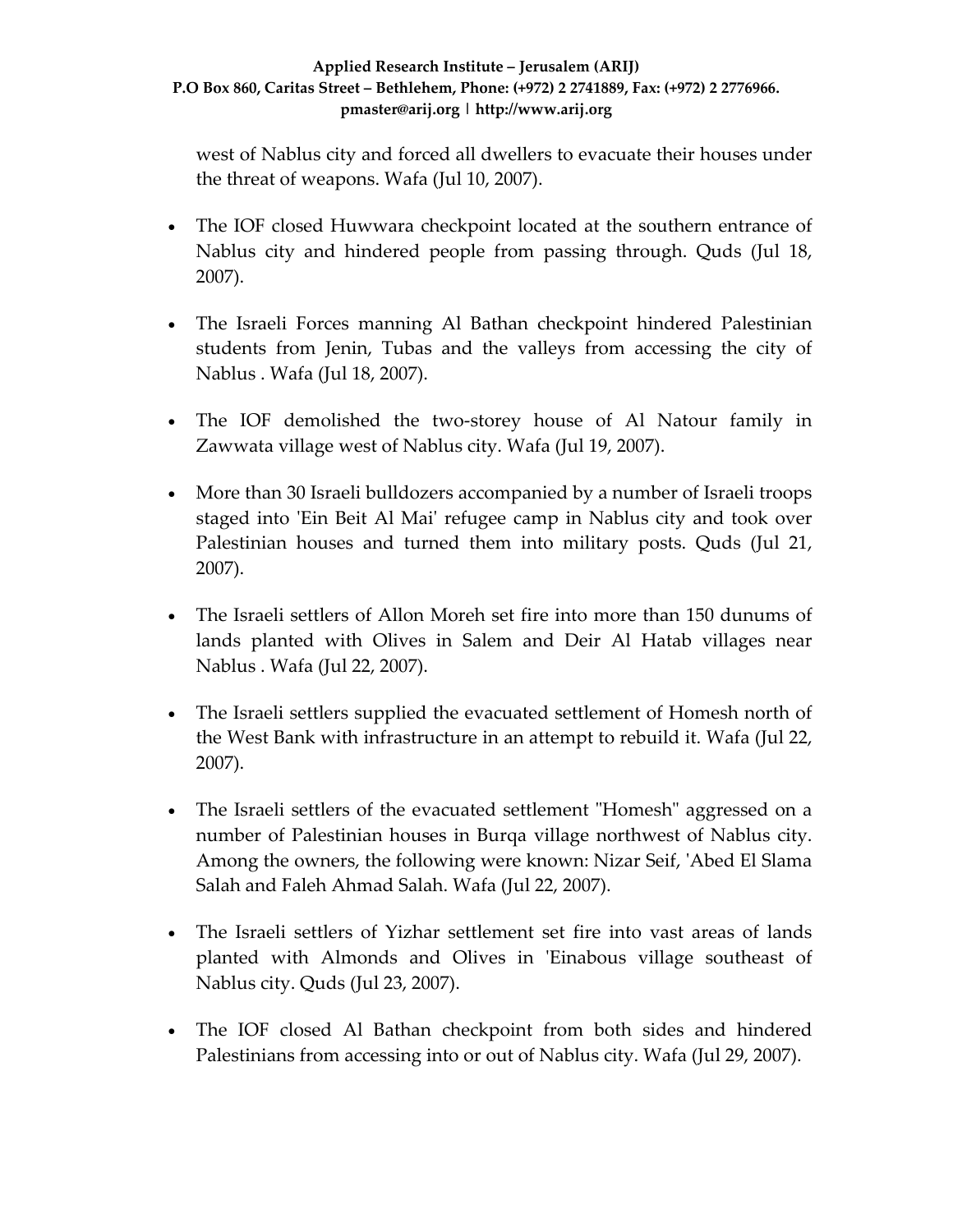west of Nablus city and forced all dwellers to evacuate their houses under the threat of weapons. Wafa (Jul 10, 2007).

- The IOF closed Huwwara checkpoint located at the southern entrance of Nablus city and hindered people from passing through. Quds (Jul 18, 2007).
- The Israeli Forces manning Al Bathan checkpoint hindered Palestinian students from Jenin, Tubas and the valleys from accessing the city of Nablus . Wafa (Jul 18, 2007).
- The IOF demolished the two-storey house of Al Natour family in Zawwata village west of Nablus city. Wafa (Jul 19, 2007).
- More than 30 Israeli bulldozers accompanied by a number of Israeli troops staged into 'Ein Beit Al Mai' refugee camp in Nablus city and took over Palestinian houses and turned them into military posts. Quds (Jul 21, 2007).
- The Israeli settlers of Allon Moreh set fire into more than 150 dunums of lands planted with Olives in Salem and Deir Al Hatab villages near Nablus . Wafa (Jul 22, 2007).
- The Israeli settlers supplied the evacuated settlement of Homesh north of the West Bank with infrastructure in an attempt to rebuild it. Wafa (Jul 22, 2007).
- The Israeli settlers of the evacuated settlement "Homesh" aggressed on a number of Palestinian houses in Burqa village northwest of Nablus city. Among the owners, the following were known: Nizar Seif, 'Abed El Slama Salah and Faleh Ahmad Salah. Wafa (Jul 22, 2007).
- The Israeli settlers of Yizhar settlement set fire into vast areas of lands planted with Almonds and Olives in 'Einabous village southeast of Nablus city. Quds (Jul 23, 2007).
- The IOF closed Al Bathan checkpoint from both sides and hindered Palestinians from accessing into or out of Nablus city. Wafa (Jul 29, 2007).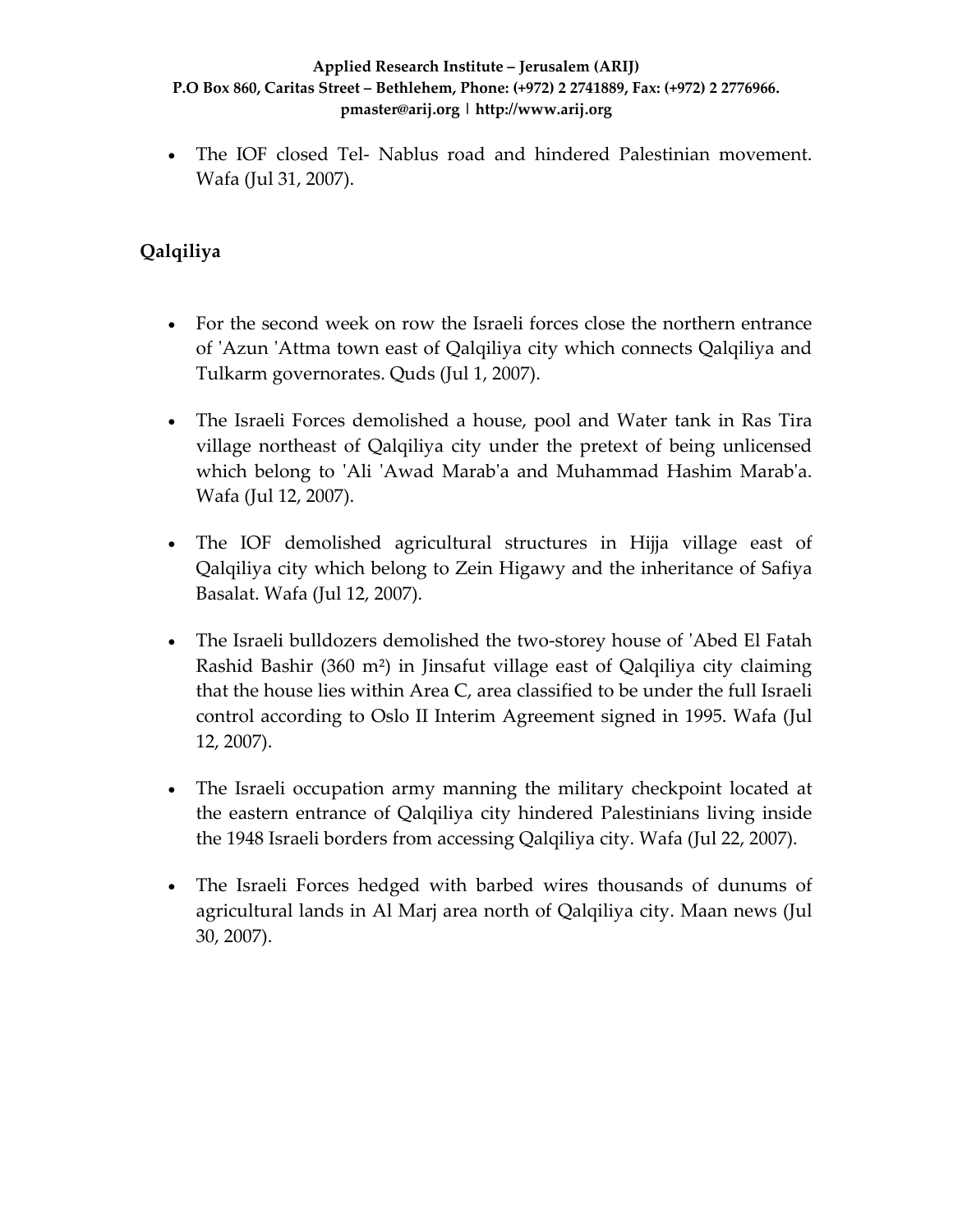- The IOF closed Tel- Nablus road and hindered Palestinian movement. Wafa (Jul 31, 2007).

## Qalqiliya

- For the second week on row the Israeli forces close the northern entrance of 'Azun 'Attma town east of Qalqiliya city which connects Qalqiliya and Tulkarm governorates. Quds (Jul 1, 2007).

- The Israeli Forces demolished a house, pool and Water tank in Ras Tira village northeast of Qalqiliya city under the pretext of being unlicensed which belong to 'Ali 'Awad Marab'a and Muhammad Hashim Marab'a. Wafa (Jul 12, 2007).

- The IOF demolished agricultural structures in Hijja village east of Qalqiliya city which belong to Zein Higawy and the inheritance of Safiya Basalat. Wafa (Jul 12, 2007).

- The Israeli bulldozers demolished the two-storey house of 'Abed El Fatah Rashid Bashir (360 m²) in Jinsafut village east of Qalqiliya city claiming that the house lies within Area C, area classified to be under the full Israeli control according to Oslo II Interim Agreement signed in 1995. Wafa (Jul 12, 2007).

- The Israeli occupation army manning the military checkpoint located at the eastern entrance of Qalqiliya city hindered Palestinians living inside the 1948 Israeli borders from accessing Qalqiliya city. Wafa (Jul 22, 2007).

- The Israeli Forces hedged with barbed wires thousands of dunums of agricultural lands in Al Marj area north of Qalqiliya city. Maan news (Jul 30, 2007).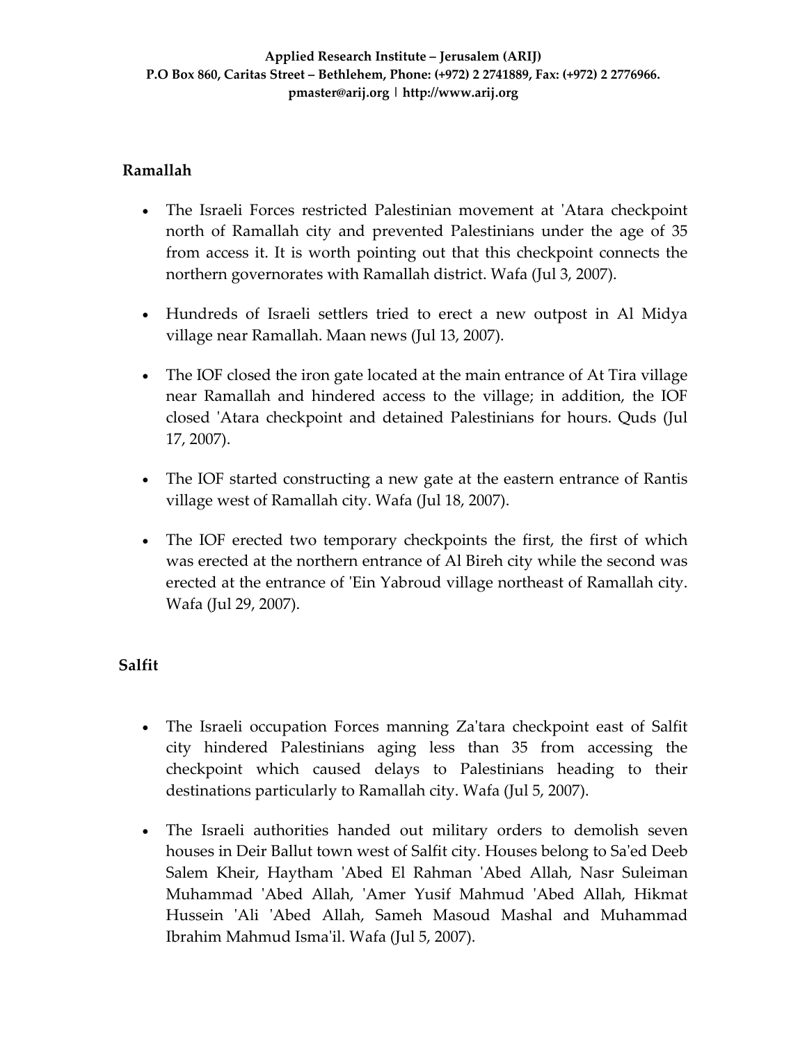## Ramallah

- The Israeli Forces restricted Palestinian movement at 'Atara checkpoint north of Ramallah city and prevented Palestinians under the age of 35 from access it. It is worth pointing out that this checkpoint connects the northern governorates with Ramallah district. Wafa (Jul 3, 2007).

- Hundreds of Israeli settlers tried to erect a new outpost in Al Midya village near Ramallah. Maan news (Jul 13, 2007).

- The IOF closed the iron gate located at the main entrance of At Tira village near Ramallah and hindered access to the village; in addition, the IOF closed 'Atara checkpoint and detained Palestinians for hours. Quds (Jul 17, 2007).

- The IOF started constructing a new gate at the eastern entrance of Rantis village west of Ramallah city. Wafa (Jul 18, 2007).

- The IOF erected two temporary checkpoints the first, the first of which was erected at the northern entrance of Al Bireh city while the second was erected at the entrance of 'Ein Yabroud village northeast of Ramallah city. Wafa (Jul 29, 2007).

## Salfit

- The Israeli occupation Forces manning Za'tara checkpoint east of Salfit city hindered Palestinians aging less than 35 from accessing the checkpoint which caused delays to Palestinians heading to their destinations particularly to Ramallah city. Wafa (Jul 5, 2007).

- The Israeli authorities handed out military orders to demolish seven houses in Deir Ballut town west of Salfit city. Houses belong to Sa'ed Deeb Salem Kheir, Haytham 'Abed El Rahman 'Abed Allah, Nasr Suleiman Muhammad 'Abed Allah, 'Amer Yusif Mahmud 'Abed Allah, Hikmat Hussein 'Ali 'Abed Allah, Sameh Masoud Mashal and Muhammad Ibrahim Mahmud Isma'il. Wafa (Jul 5, 2007).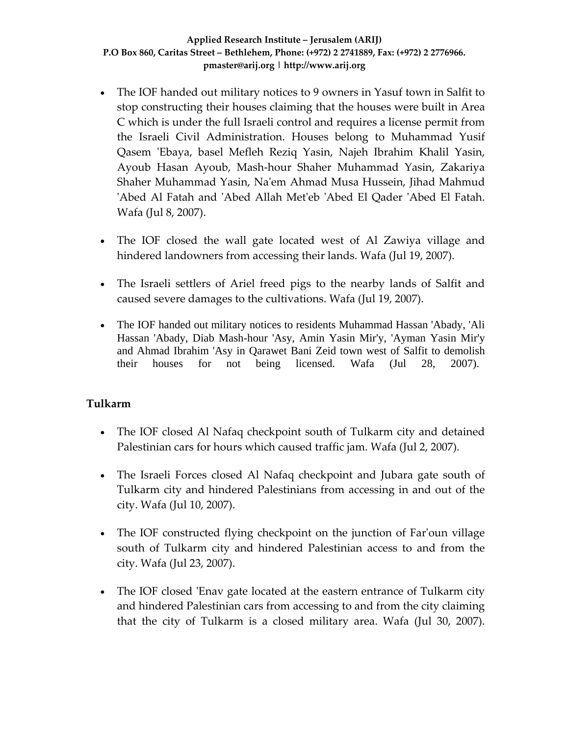- The IOF handed out military notices to 9 owners in Yasuf town in Salfit to stop constructing their houses claiming that the houses were built in Area C which is under the full Israeli control and requires a license permit from the Israeli Civil Administration. Houses belong to Muhammad Yusif Qasem 'Ebaya, basel Mefleh Reziq Yasin, Najeh Ibrahim Khalil Yasin, Ayoub Hasan Ayoub, Mash-hour Shaher Muhammad Yasin, Zakariya Shaher Muhammad Yasin, Na'em Ahmad Musa Hussein, Jihad Mahmud 'Abed Al Fatah and 'Abed Allah Met'eb 'Abed El Qader 'Abed El Fatah. Wafa (Jul 8, 2007).

- The IOF closed the wall gate located west of Al Zawiya village and hindered landowners from accessing their lands. Wafa (Jul 19, 2007).

- The Israeli settlers of Ariel freed pigs to the nearby lands of Salfit and caused severe damages to the cultivations. Wafa (Jul 19, 2007).

- The IOF handed out military notices to residents Muhammad Hassan 'Abady, 'Ali Hassan 'Abady, Diab Mash-hour 'Asy, Amin Yasin Mir'y, 'Ayman Yasin Mir'y and Ahmad Ibrahim 'Asy in Qarawet Bani Zeid town west of Salfit to demolish their houses for not being licensed. Wafa (Jul 28, 2007).

## Tulkarm

- The IOF closed Al Nafaq checkpoint south of Tulkarm city and detained Palestinian cars for hours which caused traffic jam. Wafa (Jul 2, 2007).

- The Israeli Forces closed Al Nafaq checkpoint and Jubara gate south of Tulkarm city and hindered Palestinians from accessing in and out of the city. Wafa (Jul 10, 2007).

- The IOF constructed flying checkpoint on the junction of Far'oun village south of Tulkarm city and hindered Palestinian access to and from the city. Wafa (Jul 23, 2007).

- The IOF closed 'Enav gate located at the eastern entrance of Tulkarm city and hindered Palestinian cars from accessing to and from the city claiming that the city of Tulkarm is a closed military area. Wafa (Jul 30, 2007).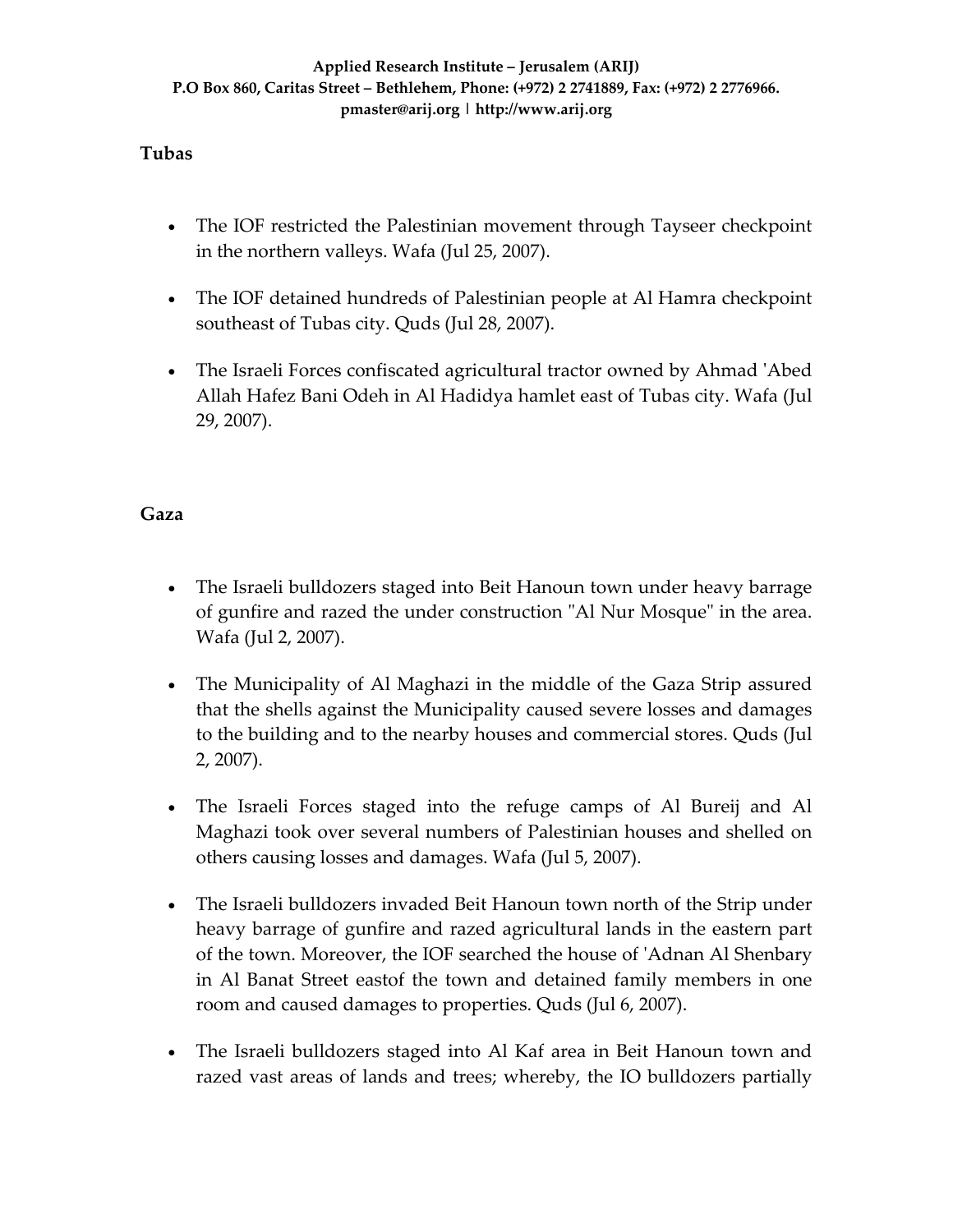**Tubas**

- The IOF restricted the Palestinian movement through Tayseer checkpoint in the northern valleys. Wafa (Jul 25, 2007).
- The IOF detained hundreds of Palestinian people at Al Hamra checkpoint southeast of Tubas city. Quds (Jul 28, 2007).
- The Israeli Forces confiscated agricultural tractor owned by Ahmad 'Abed Allah Hafez Bani Odeh in Al Hadidya hamlet east of Tubas city. Wafa (Jul 29, 2007).

**Gaza**

- The Israeli bulldozers staged into Beit Hanoun town under heavy barrage of gunfire and razed the under construction "Al Nur Mosque" in the area. Wafa (Jul 2, 2007).
- The Municipality of Al Maghazi in the middle of the Gaza Strip assured that the shells against the Municipality caused severe losses and damages to the building and to the nearby houses and commercial stores. Quds (Jul 2, 2007).
- The Israeli Forces staged into the refuge camps of Al Bureij and Al Maghazi took over several numbers of Palestinian houses and shelled on others causing losses and damages. Wafa (Jul 5, 2007).
- The Israeli bulldozers invaded Beit Hanoun town north of the Strip under heavy barrage of gunfire and razed agricultural lands in the eastern part of the town. Moreover, the IOF searched the house of 'Adnan Al Shenbary in Al Banat Street eastof the town and detained family members in one room and caused damages to properties. Quds (Jul 6, 2007).
- The Israeli bulldozers staged into Al Kaf area in Beit Hanoun town and razed vast areas of lands and trees; whereby, the IO bulldozers partially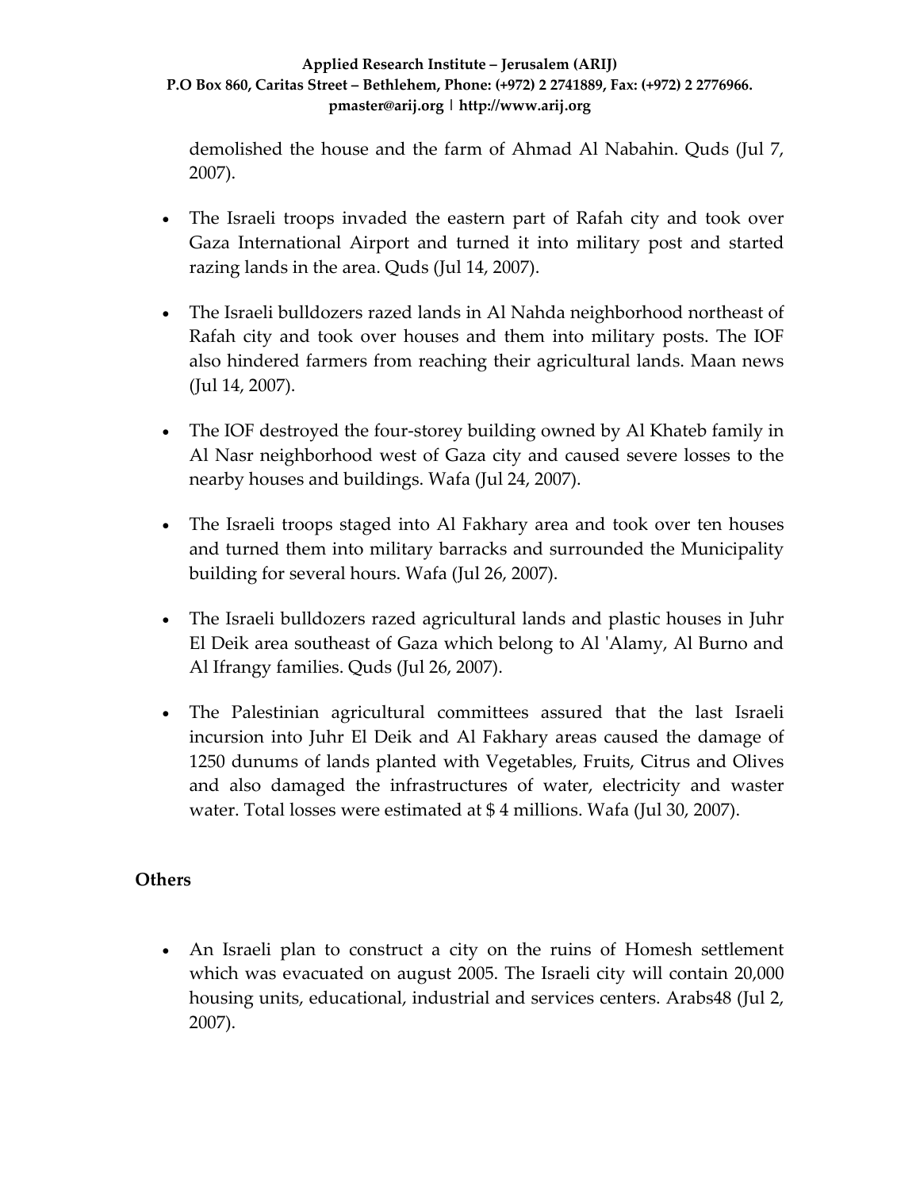demolished the house and the farm of Ahmad Al Nabahin. Quds (Jul 7, 2007).

- The Israeli troops invaded the eastern part of Rafah city and took over Gaza International Airport and turned it into military post and started razing lands in the area. Quds (Jul 14, 2007).

- The Israeli bulldozers razed lands in Al Nahda neighborhood northeast of Rafah city and took over houses and them into military posts. The IOF also hindered farmers from reaching their agricultural lands. Maan news (Jul 14, 2007).

- The IOF destroyed the four-storey building owned by Al Khateb family in Al Nasr neighborhood west of Gaza city and caused severe losses to the nearby houses and buildings. Wafa (Jul 24, 2007).

- The Israeli troops staged into Al Fakhary area and took over ten houses and turned them into military barracks and surrounded the Municipality building for several hours. Wafa (Jul 26, 2007).

- The Israeli bulldozers razed agricultural lands and plastic houses in Juhr El Deik area southeast of Gaza which belong to Al 'Alamy, Al Burno and Al Ifrangy families. Quds (Jul 26, 2007).

- The Palestinian agricultural committees assured that the last Israeli incursion into Juhr El Deik and Al Fakhary areas caused the damage of 1250 dunums of lands planted with Vegetables, Fruits, Citrus and Olives and also damaged the infrastructures of water, electricity and waster water. Total losses were estimated at $ 4 millions. Wafa (Jul 30, 2007).

## Others

- An Israeli plan to construct a city on the ruins of Homesh settlement which was evacuated on august 2005. The Israeli city will contain 20,000 housing units, educational, industrial and services centers. Arabs48 (Jul 2, 2007).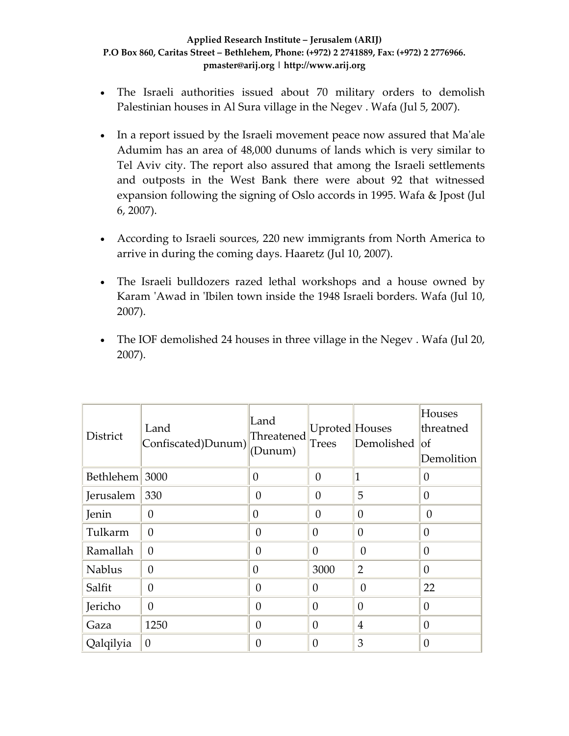- The Israeli authorities issued about 70 military orders to demolish Palestinian houses in Al Sura village in the Negev . Wafa (Jul 5, 2007).

- In a report issued by the Israeli movement peace now assured that Ma'ale Adumim has an area of 48,000 dunums of lands which is very similar to Tel Aviv city. The report also assured that among the Israeli settlements and outposts in the West Bank there were about 92 that witnessed expansion following the signing of Oslo accords in 1995. Wafa & Jpost (Jul 6, 2007).

- According to Israeli sources, 220 new immigrants from North America to arrive in during the coming days. Haaretz (Jul 10, 2007).

- The Israeli bulldozers razed lethal workshops and a house owned by Karam 'Awad in 'Ibilen town inside the 1948 Israeli borders. Wafa (Jul 10, 2007).

- The IOF demolished 24 houses in three village in the Negev . Wafa (Jul 20, 2007).

| District | Land Confiscated)Dunum) | Land Threatened (Dunum) | Uproted Trees | Houses Demolished | Houses threatned of Demolition |
|---|---|---|---|---|---|
| Bethlehem | 3000 | 0 | 0 | 1 | 0 |
| Jerusalem | 330 | 0 | 0 | 5 | 0 |
| Jenin | 0 | 0 | 0 | 0 | 0 |
| Tulkarm | 0 | 0 | 0 | 0 | 0 |
| Ramallah | 0 | 0 | 0 | 0 | 0 |
| Nablus | 0 | 0 | 3000 | 2 | 0 |
| Salfit | 0 | 0 | 0 | 0 | 22 |
| Jericho | 0 | 0 | 0 | 0 | 0 |
| Gaza | 1250 | 0 | 0 | 4 | 0 |
| Qalqilyia | 0 | 0 | 0 | 3 | 0 |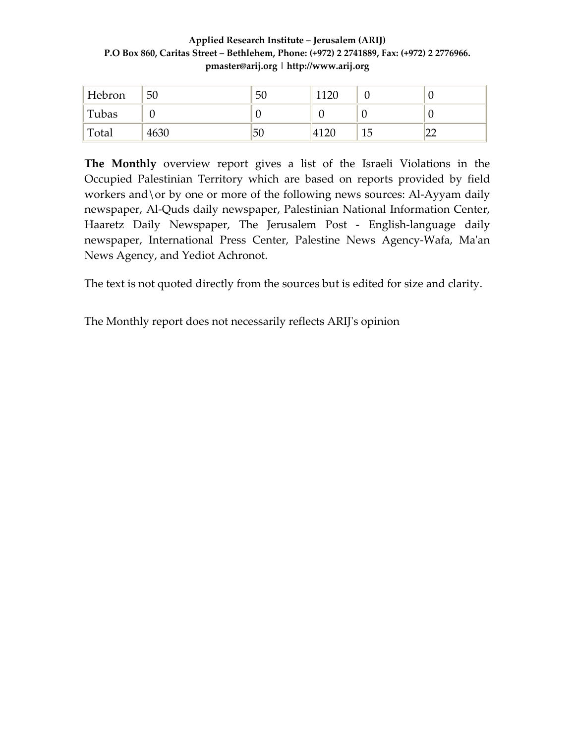| | | | | | |
|---|---|---|---|---|---|
| Hebron | 50 | 50 | 1120 | 0 | 0 |
| Tubas | 0 | 0 | 0 | 0 | 0 |
| Total | 4630 | 50 | 4120 | 15 | 22 |

**The Monthly** overview report gives a list of the Israeli Violations in the Occupied Palestinian Territory which are based on reports provided by field workers and\or by one or more of the following news sources: Al-Ayyam daily newspaper, Al-Quds daily newspaper, Palestinian National Information Center, Haaretz Daily Newspaper, The Jerusalem Post - English-language daily newspaper, International Press Center, Palestine News Agency-Wafa, Ma'an News Agency, and Yediot Achronot.

The text is not quoted directly from the sources but is edited for size and clarity.

The Monthly report does not necessarily reflects ARIJ's opinion